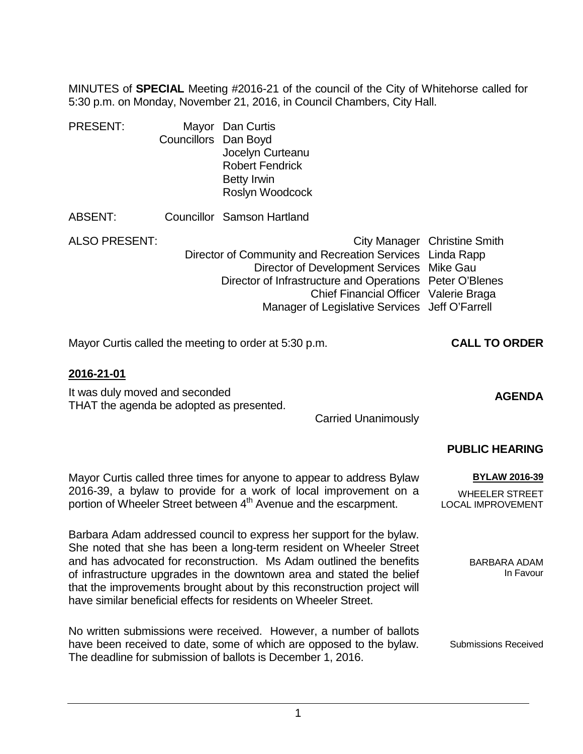MINUTES of **SPECIAL** Meeting #2016-21 of the council of the City of Whitehorse called for 5:30 p.m. on Monday, November 21, 2016, in Council Chambers, City Hall.

PRESENT: Mayor Dan Curtis
Councillors Dan Boyd
Jocelyn Curteanu
Robert Fendrick
Betty Irwin
Roslyn Woodcock

ABSENT: Councillor Samson Hartland

ALSO PRESENT:
City Manager Christine Smith
Director of Community and Recreation Services Linda Rapp
Director of Development Services Mike Gau
Director of Infrastructure and Operations Peter O'Blenes
Chief Financial Officer Valerie Braga
Manager of Legislative Services Jeff O'Farrell

**CALL TO ORDER**

Mayor Curtis called the meeting to order at 5:30 p.m.

**2016-21-01**

**AGENDA**

It was duly moved and seconded
THAT the agenda be adopted as presented.

Carried Unanimously

**PUBLIC HEARING**

**BYLAW 2016-39**

WHEELER STREET LOCAL IMPROVEMENT

Mayor Curtis called three times for anyone to appear to address Bylaw 2016-39, a bylaw to provide for a work of local improvement on a portion of Wheeler Street between 4th Avenue and the escarpment.

BARBARA ADAM In Favour

Barbara Adam addressed council to express her support for the bylaw. She noted that she has been a long-term resident on Wheeler Street and has advocated for reconstruction. Ms Adam outlined the benefits of infrastructure upgrades in the downtown area and stated the belief that the improvements brought about by this reconstruction project will have similar beneficial effects for residents on Wheeler Street.

Submissions Received

No written submissions were received. However, a number of ballots have been received to date, some of which are opposed to the bylaw. The deadline for submission of ballots is December 1, 2016.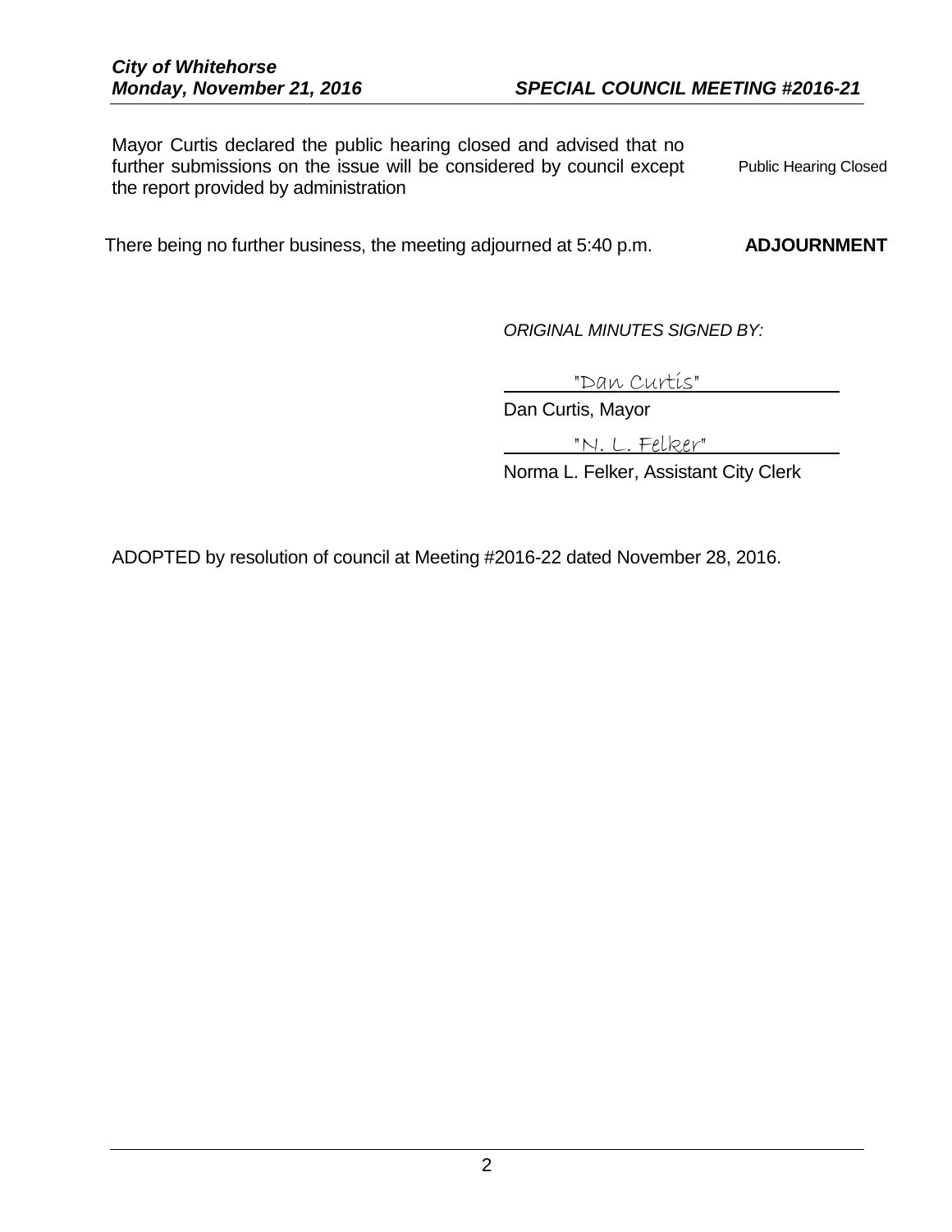Mayor Curtis declared the public hearing closed and advised that no further submissions on the issue will be considered by council except the report provided by administration

Public Hearing Closed

There being no further business, the meeting adjourned at 5:40 p.m.

**ADJOURNMENT**

*ORIGINAL MINUTES SIGNED BY:*

"Dan Curtis"

Dan Curtis, Mayor

"N. L. Felker"

Norma L. Felker, Assistant City Clerk

ADOPTED by resolution of council at Meeting #2016-22 dated November 28, 2016.